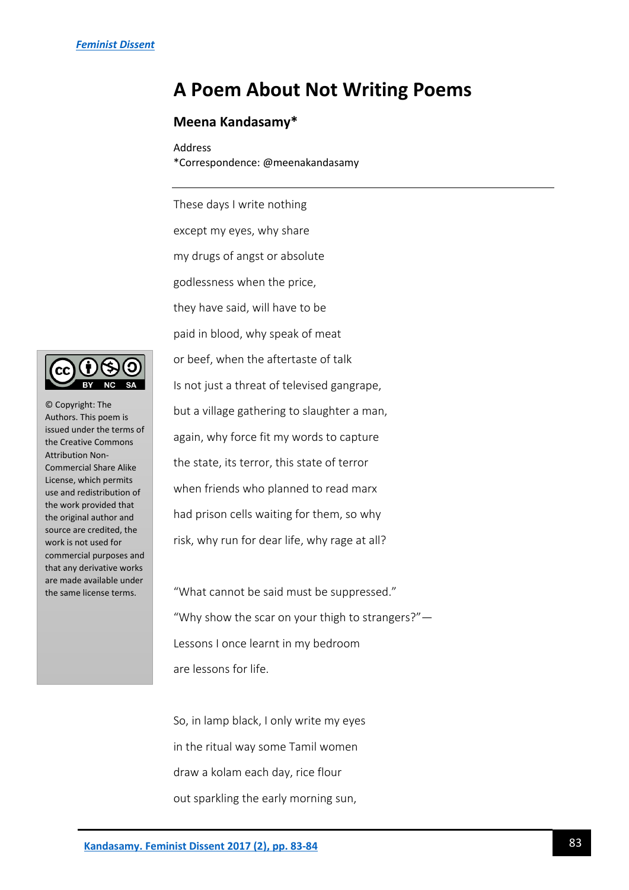# A Poem About Not Writing Poems

### Meena Kandasamy*

Address
*Correspondence: @meenakandasamy

---

These days I write nothing

except my eyes, why share

my drugs of angst or absolute

godlessness when the price,

they have said, will have to be

paid in blood, why speak of meat

or beef, when the aftertaste of talk

Is not just a threat of televised gangrape,

but a village gathering to slaughter a man,

again, why force fit my words to capture

the state, its terror, this state of terror

when friends who planned to read marx

had prison cells waiting for them, so why

risk, why run for dear life, why rage at all?

“What cannot be said must be suppressed.”

“Why show the scar on your thigh to strangers?”—

Lessons I once learnt in my bedroom

are lessons for life.

So, in lamp black, I only write my eyes

in the ritual way some Tamil women

draw a kolam each day, rice flour

out sparkling the early morning sun,

© Copyright: The Authors. This poem is issued under the terms of the Creative Commons Attribution Non-Commercial Share Alike License, which permits use and redistribution of the work provided that the original author and source are credited, the work is not used for commercial purposes and that any derivative works are made available under the same license terms.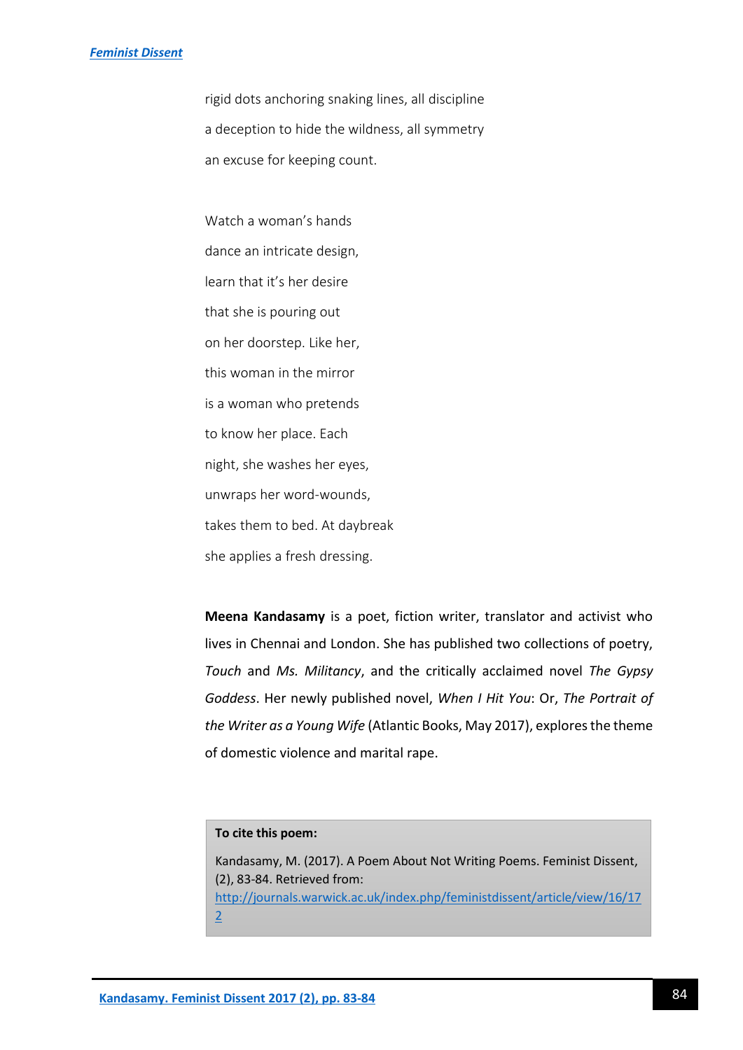rigid dots anchoring snaking lines, all discipline

a deception to hide the wildness, all symmetry

an excuse for keeping count.

Watch a woman's hands

dance an intricate design,

learn that it's her desire

that she is pouring out

on her doorstep. Like her,

this woman in the mirror

is a woman who pretends

to know her place. Each

night, she washes her eyes,

unwraps her word-wounds,

takes them to bed. At daybreak

she applies a fresh dressing.

**Meena Kandasamy** is a poet, fiction writer, translator and activist who lives in Chennai and London. She has published two collections of poetry, *Touch* and *Ms. Militancy*, and the critically acclaimed novel *The Gypsy Goddess*. Her newly published novel, *When I Hit You*: Or, *The Portrait of the Writer as a Young Wife* (Atlantic Books, May 2017), explores the theme of domestic violence and marital rape.

**To cite this poem:**

Kandasamy, M. (2017). A Poem About Not Writing Poems. Feminist Dissent, (2), 83-84. Retrieved from: http://journals.warwick.ac.uk/index.php/feministdissent/article/view/16/172